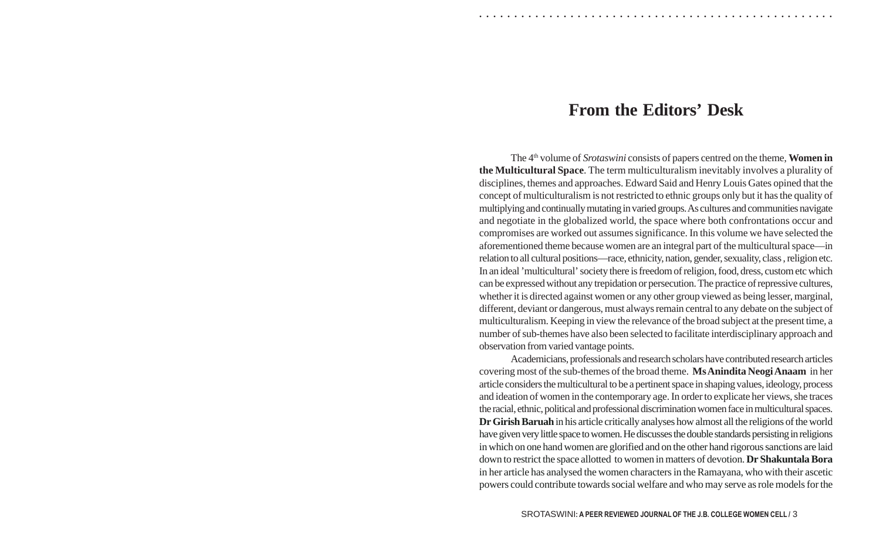# From the Editors' Desk

The 4th volume of *Srotaswini* consists of papers centred on the theme, **Women in the Multicultural Space**. The term multiculturalism inevitably involves a plurality of disciplines, themes and approaches. Edward Said and Henry Louis Gates opined that the concept of multiculturalism is not restricted to ethnic groups only but it has the quality of multiplying and continually mutating in varied groups. As cultures and communities navigate and negotiate in the globalized world, the space where both confrontations occur and compromises are worked out assumes significance. In this volume we have selected the aforementioned theme because women are an integral part of the multicultural space—in relation to all cultural positions—race, ethnicity, nation, gender, sexuality, class , religion etc. In an ideal 'multicultural' society there is freedom of religion, food, dress, custom etc which can be expressed without any trepidation or persecution. The practice of repressive cultures, whether it is directed against women or any other group viewed as being lesser, marginal, different, deviant or dangerous, must always remain central to any debate on the subject of multiculturalism. Keeping in view the relevance of the broad subject at the present time, a number of sub-themes have also been selected to facilitate interdisciplinary approach and observation from varied vantage points.

Academicians, professionals and research scholars have contributed research articles covering most of the sub-themes of the broad theme. **Ms Anindita Neogi Anaam** in her article considers the multicultural to be a pertinent space in shaping values, ideology, process and ideation of women in the contemporary age. In order to explicate her views, she traces the racial, ethnic, political and professional discrimination women face in multicultural spaces. **Dr Girish Baruah** in his article critically analyses how almost all the religions of the world have given very little space to women. He discusses the double standards persisting in religions in which on one hand women are glorified and on the other hand rigorous sanctions are laid down to restrict the space allotted to women in matters of devotion. **Dr Shakuntala Bora** in her article has analysed the women characters in the Ramayana, who with their ascetic powers could contribute towards social welfare and who may serve as role models for the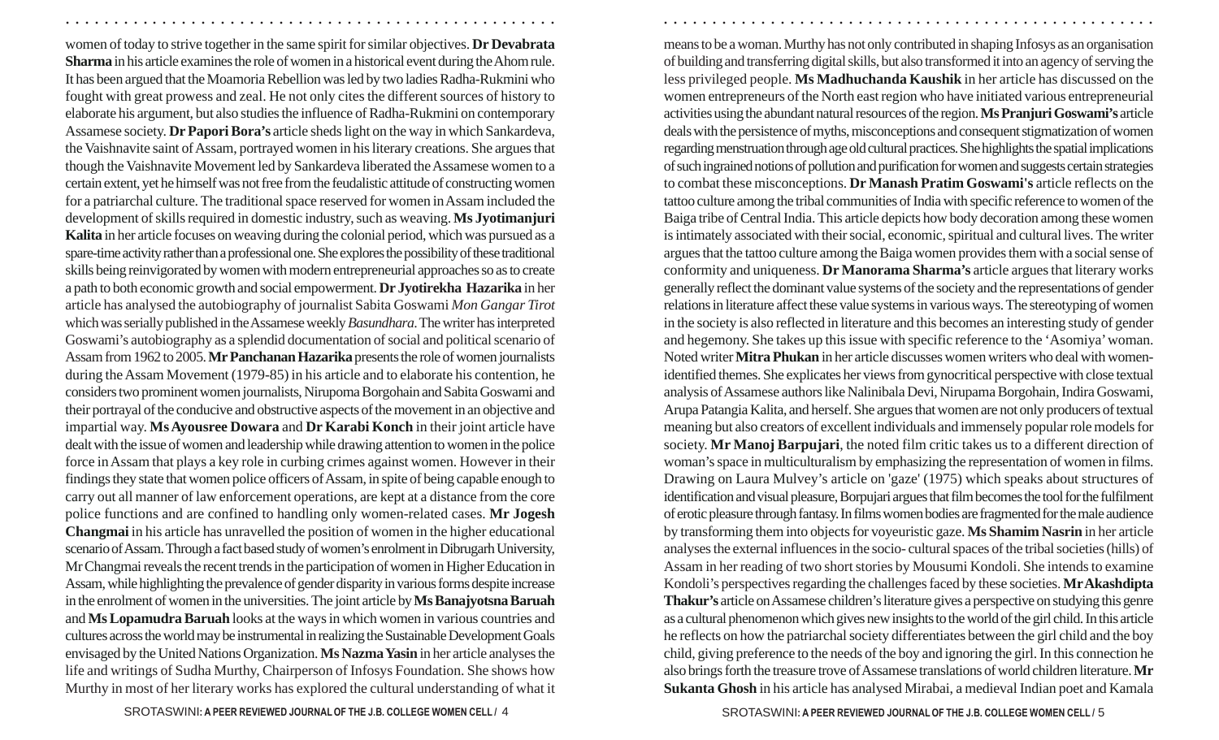women of today to strive together in the same spirit for similar objectives. **Dr Devabrata Sharma** in his article examines the role of women in a historical event during the Ahom rule. It has been argued that the Moamoria Rebellion was led by two ladies Radha-Rukmini who fought with great prowess and zeal. He not only cites the different sources of history to elaborate his argument, but also studies the influence of Radha-Rukmini on contemporary Assamese society. **Dr Papori Bora's** article sheds light on the way in which Sankardeva, the Vaishnavite saint of Assam, portrayed women in his literary creations. She argues that though the Vaishnavite Movement led by Sankardeva liberated the Assamese women to a certain extent, yet he himself was not free from the feudalistic attitude of constructing women for a patriarchal culture. The traditional space reserved for women in Assam included the development of skills required in domestic industry, such as weaving. **Ms Jyotimanjuri Kalita** in her article focuses on weaving during the colonial period, which was pursued as a spare-time activity rather than a professional one. She explores the possibility of these traditional skills being reinvigorated by women with modern entrepreneurial approaches so as to create a path to both economic growth and social empowerment. **Dr Jyotirekha Hazarika** in her article has analysed the autobiography of journalist Sabita Goswami *Mon Gangar Tirot* which was serially published in the Assamese weekly *Basundhara*. The writer has interpreted Goswami's autobiography as a splendid documentation of social and political scenario of Assam from 1962 to 2005. **Mr Panchanan Hazarika** presents the role of women journalists during the Assam Movement (1979-85) in his article and to elaborate his contention, he considers two prominent women journalists, Nirupoma Borgohain and Sabita Goswami and their portrayal of the conducive and obstructive aspects of the movement in an objective and impartial way. **Ms Ayousree Dowara** and **Dr Karabi Konch** in their joint article have dealt with the issue of women and leadership while drawing attention to women in the police force in Assam that plays a key role in curbing crimes against women. However in their findings they state that women police officers of Assam, in spite of being capable enough to carry out all manner of law enforcement operations, are kept at a distance from the core police functions and are confined to handling only women-related cases. **Mr Jogesh Changmai** in his article has unravelled the position of women in the higher educational scenario of Assam. Through a fact based study of women's enrolment in Dibrugarh University, Mr Changmai reveals the recent trends in the participation of women in Higher Education in Assam, while highlighting the prevalence of gender disparity in various forms despite increase in the enrolment of women in the universities. The joint article by **Ms Banajyotsna Baruah** and **Ms Lopamudra Baruah** looks at the ways in which women in various countries and cultures across the world may be instrumental in realizing the Sustainable Development Goals envisaged by the United Nations Organization. **Ms Nazma Yasin** in her article analyses the life and writings of Sudha Murthy, Chairperson of Infosys Foundation. She shows how Murthy in most of her literary works has explored the cultural understanding of what it means to be a woman. Murthy has not only contributed in shaping Infosys as an organisation of building and transferring digital skills, but also transformed it into an agency of serving the less privileged people. **Ms Madhuchanda Kaushik** in her article has discussed on the women entrepreneurs of the North east region who have initiated various entrepreneurial activities using the abundant natural resources of the region. **Ms Pranjuri Goswami's** article deals with the persistence of myths, misconceptions and consequent stigmatization of women regarding menstruation through age old cultural practices. She highlights the spatial implications of such ingrained notions of pollution and purification for women and suggests certain strategies to combat these misconceptions. **Dr Manash Pratim Goswami's** article reflects on the tattoo culture among the tribal communities of India with specific reference to women of the Baiga tribe of Central India. This article depicts how body decoration among these women is intimately associated with their social, economic, spiritual and cultural lives. The writer argues that the tattoo culture among the Baiga women provides them with a social sense of conformity and uniqueness. **Dr Manorama Sharma's** article argues that literary works generally reflect the dominant value systems of the society and the representations of gender relations in literature affect these value systems in various ways. The stereotyping of women in the society is also reflected in literature and this becomes an interesting study of gender and hegemony. She takes up this issue with specific reference to the 'Asomiya' woman. Noted writer **Mitra Phukan** in her article discusses women writers who deal with women-identified themes. She explicates her views from gynocritical perspective with close textual analysis of Assamese authors like Nalinibala Devi, Nirupama Borgohain, Indira Goswami, Arupa Patangia Kalita, and herself. She argues that women are not only producers of textual meaning but also creators of excellent individuals and immensely popular role models for society. **Mr Manoj Barpujari**, the noted film critic takes us to a different direction of woman's space in multiculturalism by emphasizing the representation of women in films. Drawing on Laura Mulvey's article on 'gaze' (1975) which speaks about structures of identification and visual pleasure, Borpujari argues that film becomes the tool for the fulfilment of erotic pleasure through fantasy. In films women bodies are fragmented for the male audience by transforming them into objects for voyeuristic gaze. **Ms Shamim Nasrin** in her article analyses the external influences in the socio- cultural spaces of the tribal societies (hills) of Assam in her reading of two short stories by Mousumi Kondoli. She intends to examine Kondoli's perspectives regarding the challenges faced by these societies. **Mr Akashdipta Thakur's** article on Assamese children's literature gives a perspective on studying this genre as a cultural phenomenon which gives new insights to the world of the girl child. In this article he reflects on how the patriarchal society differentiates between the girl child and the boy child, giving preference to the needs of the boy and ignoring the girl. In this connection he also brings forth the treasure trove of Assamese translations of world children literature. **Mr Sukanta Ghosh** in his article has analysed Mirabai, a medieval Indian poet and Kamala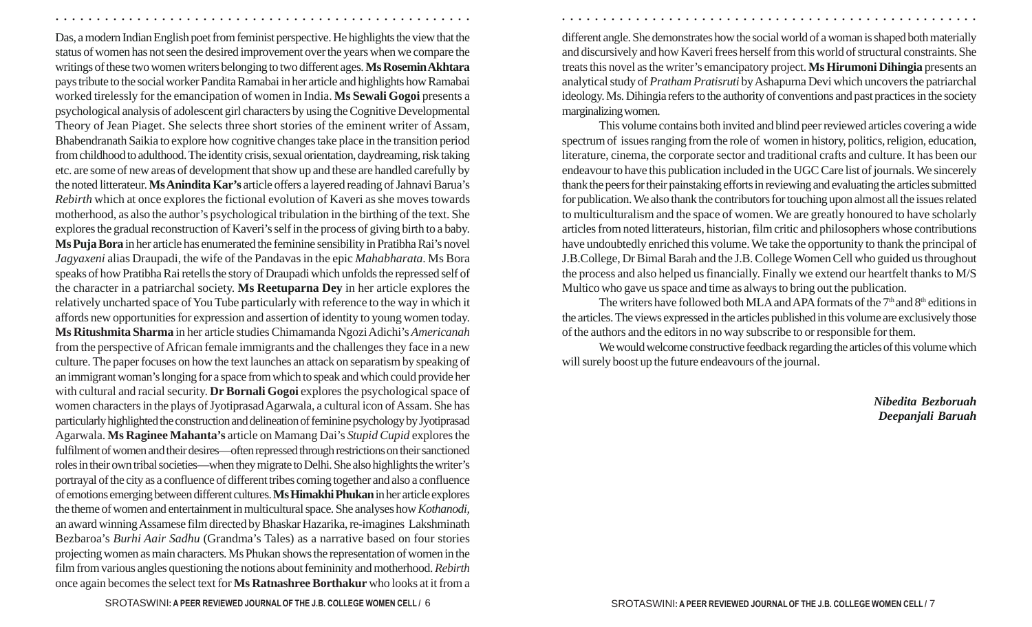Das, a modern Indian English poet from feminist perspective. He highlights the view that the status of women has not seen the desired improvement over the years when we compare the writings of these two women writers belonging to two different ages. **Ms Rosemin Akhtara** pays tribute to the social worker Pandita Ramabai in her article and highlights how Ramabai worked tirelessly for the emancipation of women in India. **Ms Sewali Gogoi** presents a psychological analysis of adolescent girl characters by using the Cognitive Developmental Theory of Jean Piaget. She selects three short stories of the eminent writer of Assam, Bhabendranath Saikia to explore how cognitive changes take place in the transition period from childhood to adulthood. The identity crisis, sexual orientation, daydreaming, risk taking etc. are some of new areas of development that show up and these are handled carefully by the noted litterateur. **Ms Anindita Kar's** article offers a layered reading of Jahnavi Barua's *Rebirth* which at once explores the fictional evolution of Kaveri as she moves towards motherhood, as also the author's psychological tribulation in the birthing of the text. She explores the gradual reconstruction of Kaveri's self in the process of giving birth to a baby. **Ms Puja Bora** in her article has enumerated the feminine sensibility in Pratibha Rai's novel *Jagyaxeni* alias Draupadi, the wife of the Pandavas in the epic *Mahabharata*. Ms Bora speaks of how Pratibha Rai retells the story of Draupadi which unfolds the repressed self of the character in a patriarchal society. **Ms Reetuparna Dey** in her article explores the relatively uncharted space of You Tube particularly with reference to the way in which it affords new opportunities for expression and assertion of identity to young women today. **Ms Ritushmita Sharma** in her article studies Chimamanda Ngozi Adichi's *Americanah* from the perspective of African female immigrants and the challenges they face in a new culture. The paper focuses on how the text launches an attack on separatism by speaking of an immigrant woman's longing for a space from which to speak and which could provide her with cultural and racial security. **Dr Bornali Gogoi** explores the psychological space of women characters in the plays of Jyotiprasad Agarwala, a cultural icon of Assam. She has particularly highlighted the construction and delineation of feminine psychology by Jyotiprasad Agarwala. **Ms Raginee Mahanta's** article on Mamang Dai's *Stupid Cupid* explores the fulfilment of women and their desires—often repressed through restrictions on their sanctioned roles in their own tribal societies—when they migrate to Delhi. She also highlights the writer's portrayal of the city as a confluence of different tribes coming together and also a confluence of emotions emerging between different cultures. **Ms Himakhi Phukan** in her article explores the theme of women and entertainment in multicultural space. She analyses how *Kothanodi*, an award winning Assamese film directed by Bhaskar Hazarika, re-imagines Lakshminath Bezbaroa's *Burhi Aair Sadhu* (Grandma's Tales) as a narrative based on four stories projecting women as main characters. Ms Phukan shows the representation of women in the film from various angles questioning the notions about femininity and motherhood. *Rebirth* once again becomes the select text for **Ms Ratnashree Borthakur** who looks at it from a different angle. She demonstrates how the social world of a woman is shaped both materially and discursively and how Kaveri frees herself from this world of structural constraints. She treats this novel as the writer's emancipatory project. **Ms Hirumoni Dihingia** presents an analytical study of *Pratham Pratisruti* by Ashapurna Devi which uncovers the patriarchal ideology. Ms. Dihingia refers to the authority of conventions and past practices in the society marginalizing women.

This volume contains both invited and blind peer reviewed articles covering a wide spectrum of issues ranging from the role of women in history, politics, religion, education, literature, cinema, the corporate sector and traditional crafts and culture. It has been our endeavour to have this publication included in the UGC Care list of journals. We sincerely thank the peers for their painstaking efforts in reviewing and evaluating the articles submitted for publication. We also thank the contributors for touching upon almost all the issues related to multiculturalism and the space of women. We are greatly honoured to have scholarly articles from noted litterateurs, historian, film critic and philosophers whose contributions have undoubtedly enriched this volume. We take the opportunity to thank the principal of J.B.College, Dr Bimal Barah and the J.B. College Women Cell who guided us throughout the process and also helped us financially. Finally we extend our heartfelt thanks to M/S Multico who gave us space and time as always to bring out the publication.

The writers have followed both MLA and APA formats of the 7th and 8th editions in the articles. The views expressed in the articles published in this volume are exclusively those of the authors and the editors in no way subscribe to or responsible for them.

We would welcome constructive feedback regarding the articles of this volume which will surely boost up the future endeavours of the journal.

*Nibedita Bezboruah*
*Deepanjali Baruah*